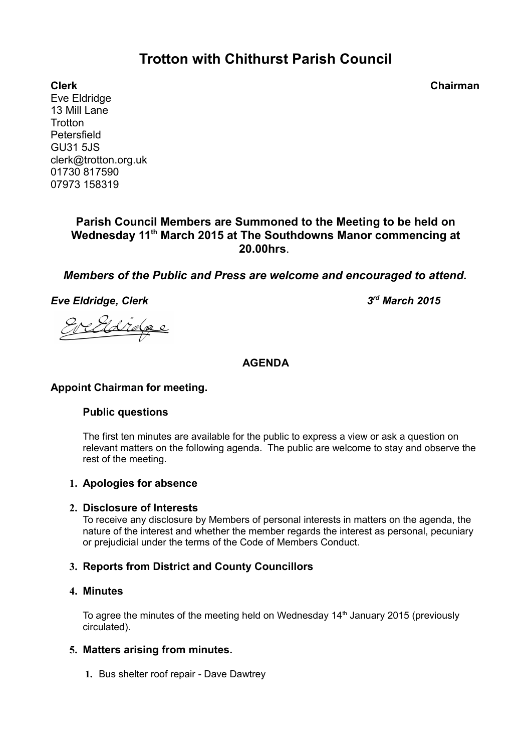# Trotton with Chithurst Parish Council

**Clerk** **Chairman**

Eve Eldridge
13 Mill Lane
Trotton
Petersfield
GU31 5JS
clerk@trotton.org.uk
01730 817590
07973 158319

**Parish Council Members are Summoned to the Meeting to be held on Wednesday 11th March 2015 at The Southdowns Manor commencing at 20.00hrs.**

***Members of the Public and Press are welcome and encouraged to attend.***

***Eve Eldridge, Clerk*** ***3rd March 2015***

**AGENDA**

**Appoint Chairman for meeting.**

**Public questions**

The first ten minutes are available for the public to express a view or ask a question on relevant matters on the following agenda. The public are welcome to stay and observe the rest of the meeting.

1. **Apologies for absence**

2. **Disclosure of Interests**
   To receive any disclosure by Members of personal interests in matters on the agenda, the nature of the interest and whether the member regards the interest as personal, pecuniary or prejudicial under the terms of the Code of Members Conduct.

3. **Reports from District and County Councillors**

4. **Minutes**

   To agree the minutes of the meeting held on Wednesday 14th January 2015 (previously circulated).

5. **Matters arising from minutes.**

   1. Bus shelter roof repair - Dave Dawtrey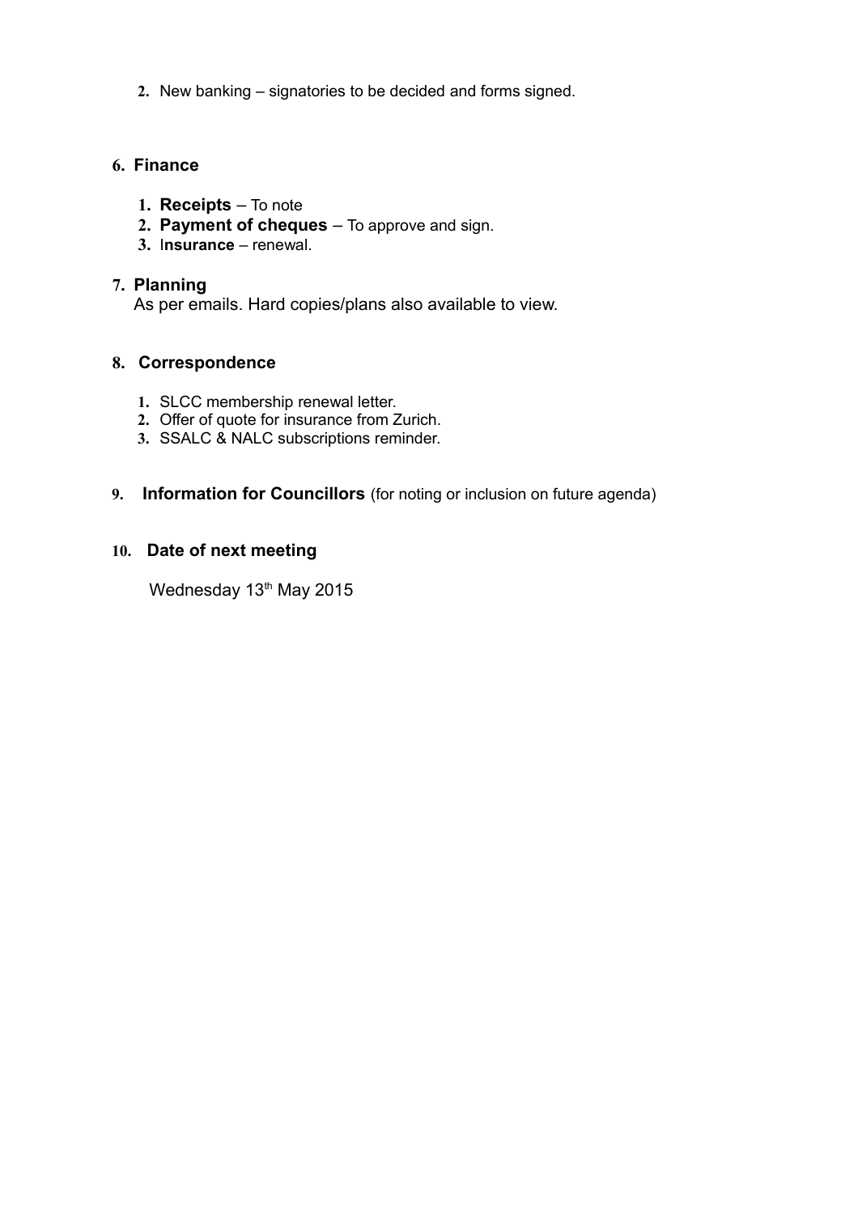2. New banking – signatories to be decided and forms signed.

## 6. Finance

1. **Receipts** – To note
2. **Payment of cheques** – To approve and sign.
3. **Insurance** – renewal.

## 7. Planning

As per emails. Hard copies/plans also available to view.

## 8. Correspondence

1. SLCC membership renewal letter.
2. Offer of quote for insurance from Zurich.
3. SSALC & NALC subscriptions reminder.

## 9. Information for Councillors (for noting or inclusion on future agenda)

## 10. Date of next meeting

Wednesday 13th May 2015